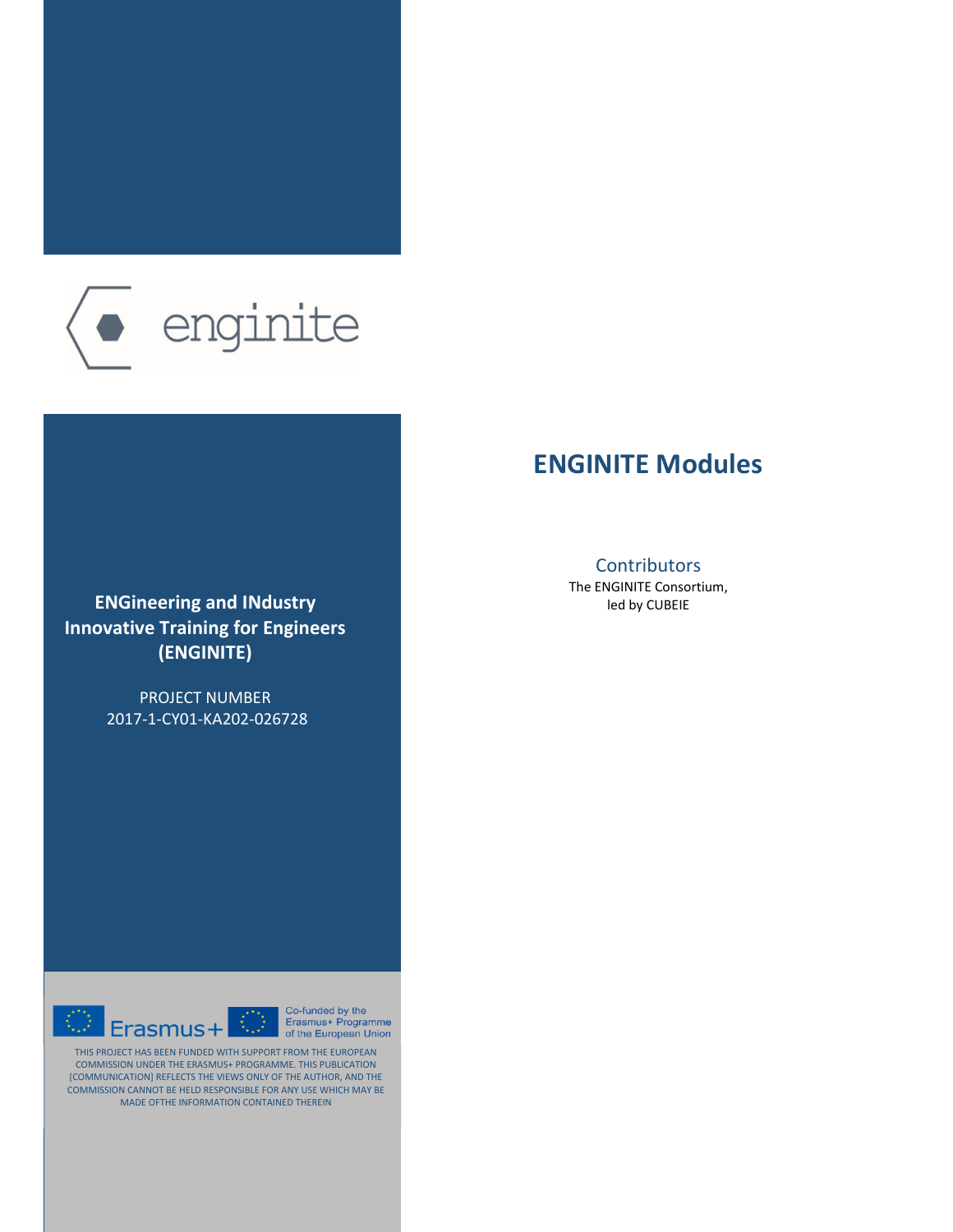enginite

**ENGineering and INdustry Innovative Training for Engineers (ENGINITE)**

PROJECT NUMBER
2017-1-CY01-KA202-026728

Co-funded by the Erasmus+ Programme of the European Union

THIS PROJECT HAS BEEN FUNDED WITH SUPPORT FROM THE EUROPEAN COMMISSION UNDER THE ERASMUS+ PROGRAMME. THIS PUBLICATION [COMMUNICATION] REFLECTS THE VIEWS ONLY OF THE AUTHOR, AND THE COMMISSION CANNOT BE HELD RESPONSIBLE FOR ANY USE WHICH MAY BE MADE OFTHE INFORMATION CONTAINED THEREIN

# ENGINITE Modules

## Contributors

The ENGINITE Consortium,
led by CUBEIE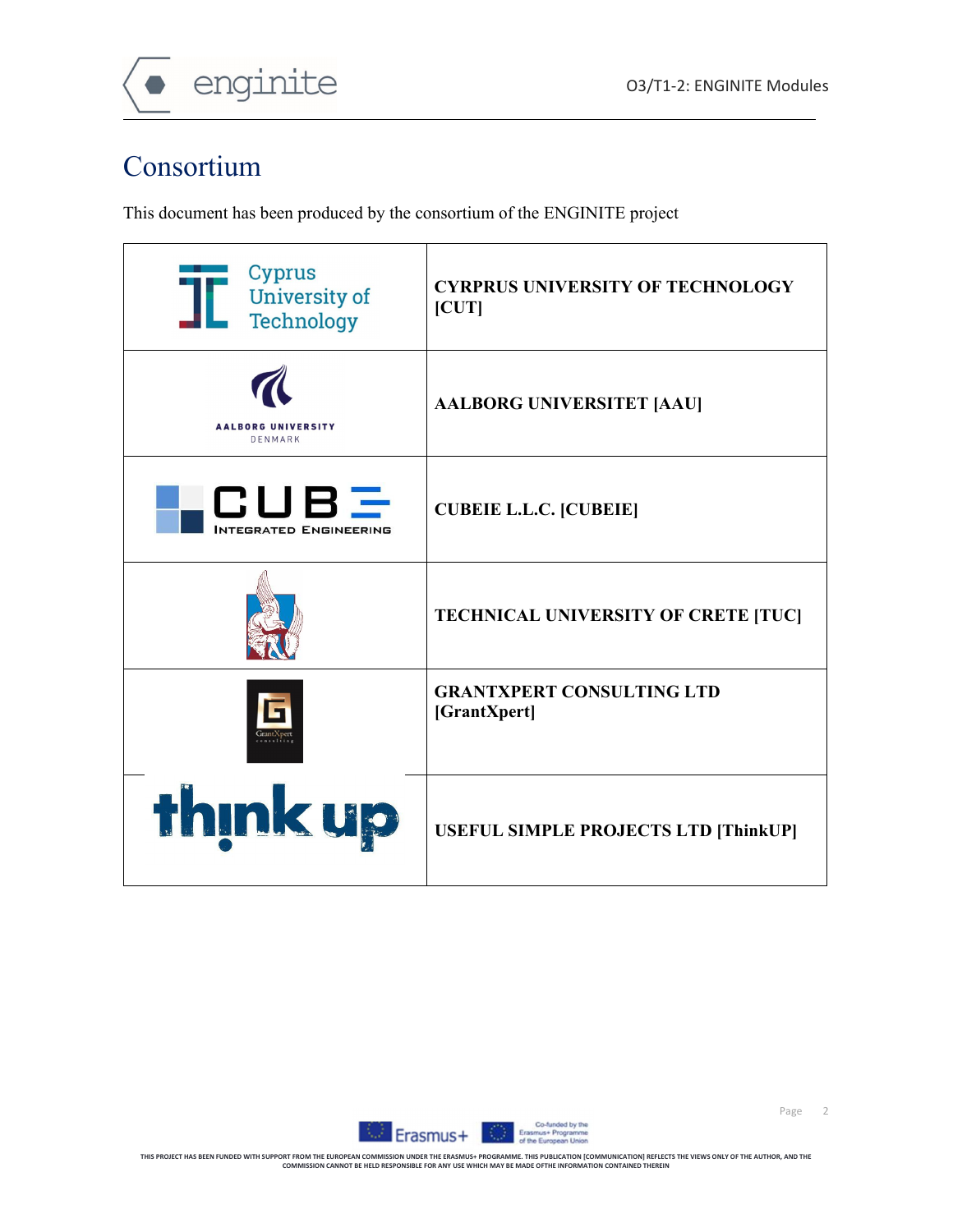# Consortium

This document has been produced by the consortium of the ENGINITE project

| | |
|---|---|
| Cyprus University of Technology | **CYRPRUS UNIVERSITY OF TECHNOLOGY [CUT]** |
| AALBORG UNIVERSITY DENMARK | **AALBORG UNIVERSITET [AAU]** |
| CUBE INTEGRATED ENGINEERING | **CUBEIE L.L.C. [CUBEIE]** |
| | **TECHNICAL UNIVERSITY OF CRETE [TUC]** |
| GrantXpert consulting | **GRANTXPERT CONSULTING LTD [GrantXpert]** |
| think up | **USEFUL SIMPLE PROJECTS LTD [ThinkUP]** |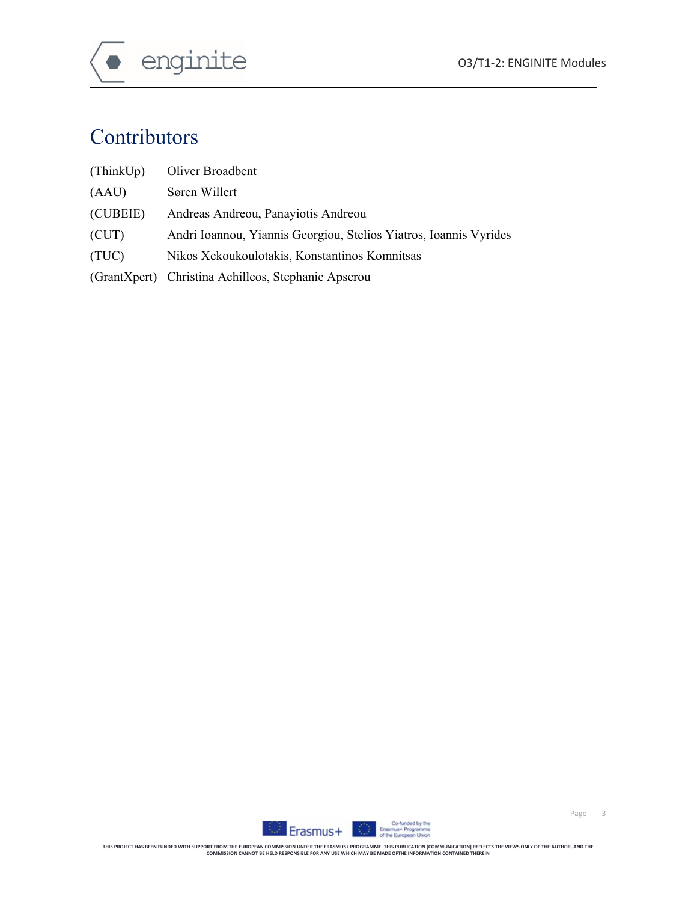# Contributors

| | |
|---|---|
| (ThinkUp) | Oliver Broadbent |
| (AAU) | Søren Willert |
| (CUBEIE) | Andreas Andreou, Panayiotis Andreou |
| (CUT) | Andri Ioannou, Yiannis Georgiou, Stelios Yiatros, Ioannis Vyrides |
| (TUC) | Nikos Xekoukoulotakis, Konstantinos Komnitsas |
| (GrantXpert) | Christina Achilleos, Stephanie Apserou |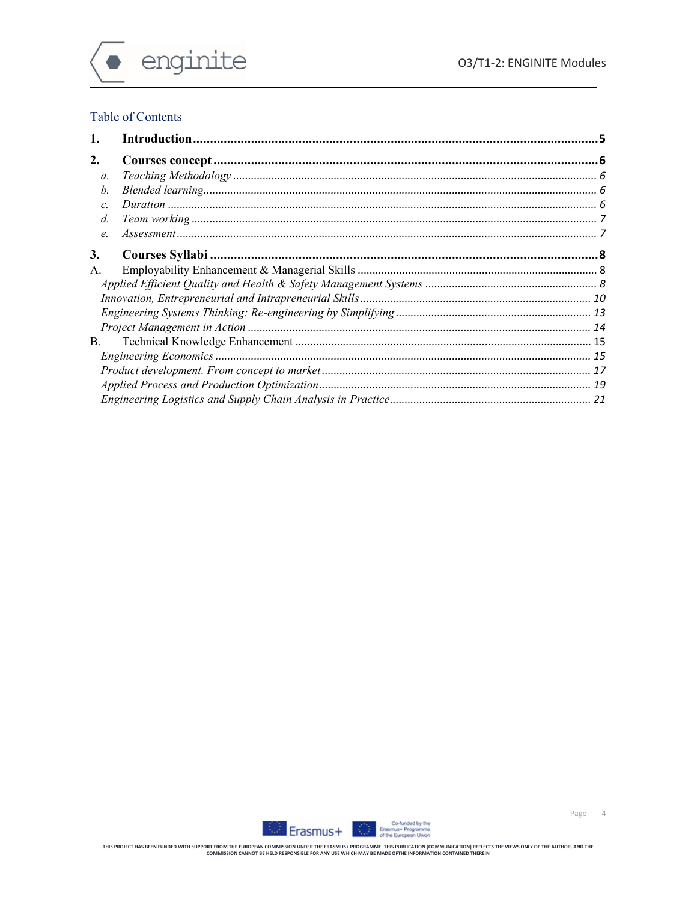## Table of Contents

**1. Introduction** ........ **5**

**2. Courses concept** ........ **6**

- a. *Teaching Methodology* ........ *6*
- b. *Blended learning* ........ *6*
- c. *Duration* ........ *6*
- d. *Team working* ........ *7*
- e. *Assessment* ........ *7*

**3. Courses Syllabi** ........ **8**

A. Employability Enhancement & Managerial Skills ........ 8

- *Applied Efficient Quality and Health & Safety Management Systems* ........ *8*
- *Innovation, Entrepreneurial and Intrapreneurial Skills* ........ *10*
- *Engineering Systems Thinking: Re-engineering by Simplifying* ........ *13*
- *Project Management in Action* ........ *14*

B. Technical Knowledge Enhancement ........ 15

- *Engineering Economics* ........ *15*
- *Product development. From concept to market* ........ *17*
- *Applied Process and Production Optimization* ........ *19*
- *Engineering Logistics and Supply Chain Analysis in Practice* ........ *21*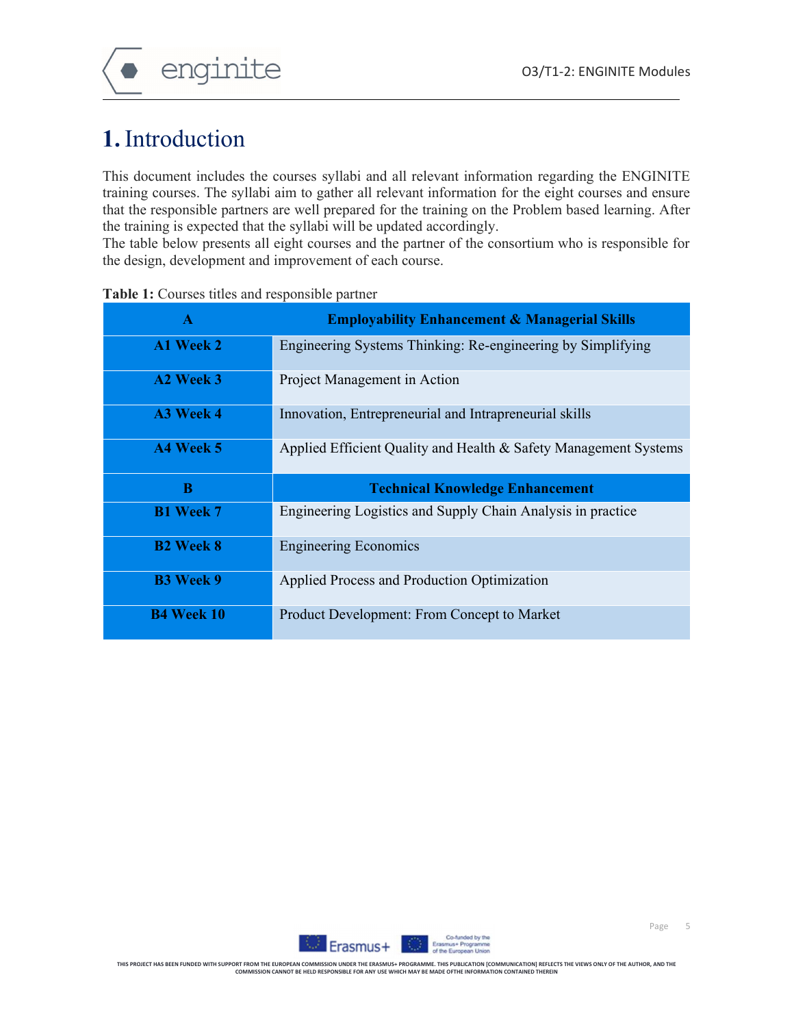# 1. Introduction

This document includes the courses syllabi and all relevant information regarding the ENGINITE training courses. The syllabi aim to gather all relevant information for the eight courses and ensure that the responsible partners are well prepared for the training on the Problem based learning. After the training is expected that the syllabi will be updated accordingly.
The table below presents all eight courses and the partner of the consortium who is responsible for the design, development and improvement of each course.

**Table 1:** Courses titles and responsible partner

| **A** | **Employability Enhancement & Managerial Skills** |
|---|---|
| **A1 Week 2** | Engineering Systems Thinking: Re-engineering by Simplifying |
| **A2 Week 3** | Project Management in Action |
| **A3 Week 4** | Innovation, Entrepreneurial and Intrapreneurial skills |
| **A4 Week 5** | Applied Efficient Quality and Health & Safety Management Systems |
| **B** | **Technical Knowledge Enhancement** |
| **B1 Week 7** | Engineering Logistics and Supply Chain Analysis in practice |
| **B2 Week 8** | Engineering Economics |
| **B3 Week 9** | Applied Process and Production Optimization |
| **B4 Week 10** | Product Development: From Concept to Market |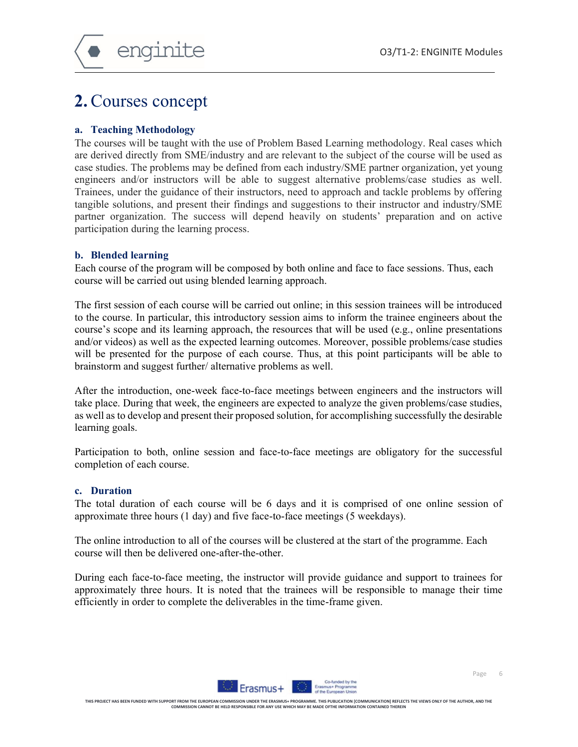## 2. Courses concept

### a. Teaching Methodology

The courses will be taught with the use of Problem Based Learning methodology. Real cases which are derived directly from SME/industry and are relevant to the subject of the course will be used as case studies. The problems may be defined from each industry/SME partner organization, yet young engineers and/or instructors will be able to suggest alternative problems/case studies as well. Trainees, under the guidance of their instructors, need to approach and tackle problems by offering tangible solutions, and present their findings and suggestions to their instructor and industry/SME partner organization. The success will depend heavily on students' preparation and on active participation during the learning process.

### b. Blended learning

Each course of the program will be composed by both online and face to face sessions. Thus, each course will be carried out using blended learning approach.

The first session of each course will be carried out online; in this session trainees will be introduced to the course. In particular, this introductory session aims to inform the trainee engineers about the course's scope and its learning approach, the resources that will be used (e.g., online presentations and/or videos) as well as the expected learning outcomes. Moreover, possible problems/case studies will be presented for the purpose of each course. Thus, at this point participants will be able to brainstorm and suggest further/ alternative problems as well.

After the introduction, one-week face-to-face meetings between engineers and the instructors will take place. During that week, the engineers are expected to analyze the given problems/case studies, as well as to develop and present their proposed solution, for accomplishing successfully the desirable learning goals.

Participation to both, online session and face-to-face meetings are obligatory for the successful completion of each course.

### c. Duration

The total duration of each course will be 6 days and it is comprised of one online session of approximate three hours (1 day) and five face-to-face meetings (5 weekdays).

The online introduction to all of the courses will be clustered at the start of the programme. Each course will then be delivered one-after-the-other.

During each face-to-face meeting, the instructor will provide guidance and support to trainees for approximately three hours. It is noted that the trainees will be responsible to manage their time efficiently in order to complete the deliverables in the time-frame given.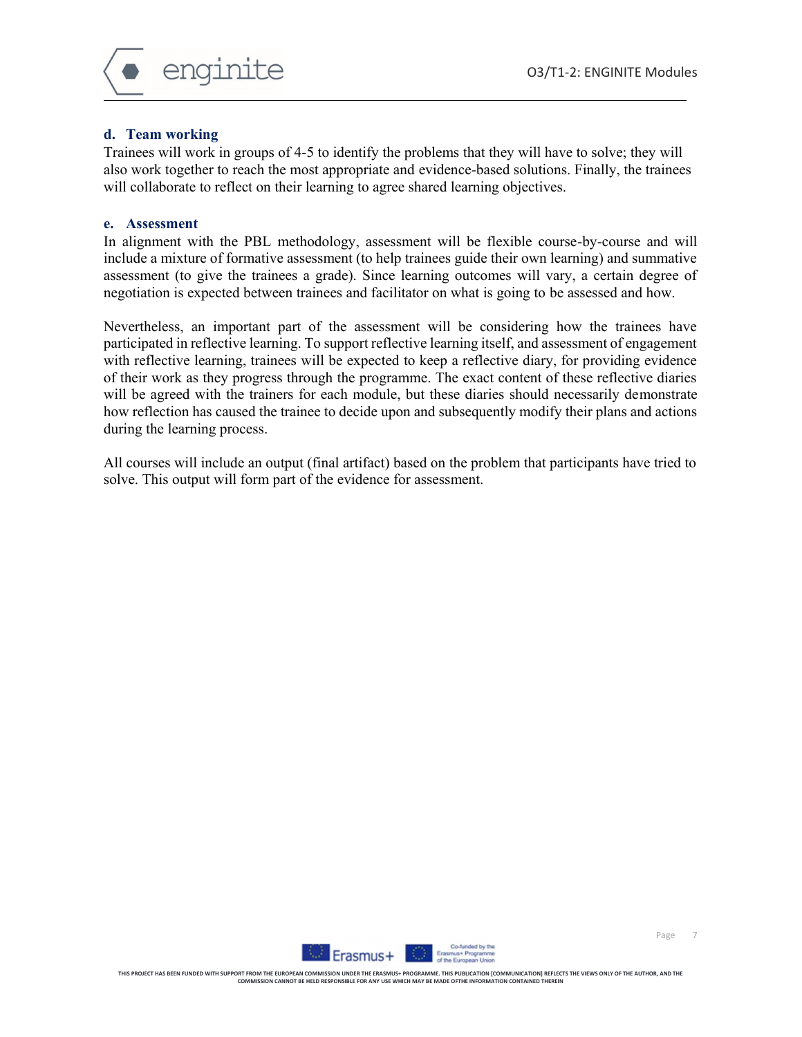### d. Team working

Trainees will work in groups of 4-5 to identify the problems that they will have to solve; they will also work together to reach the most appropriate and evidence-based solutions. Finally, the trainees will collaborate to reflect on their learning to agree shared learning objectives.

### e. Assessment

In alignment with the PBL methodology, assessment will be flexible course-by-course and will include a mixture of formative assessment (to help trainees guide their own learning) and summative assessment (to give the trainees a grade). Since learning outcomes will vary, a certain degree of negotiation is expected between trainees and facilitator on what is going to be assessed and how.

Nevertheless, an important part of the assessment will be considering how the trainees have participated in reflective learning. To support reflective learning itself, and assessment of engagement with reflective learning, trainees will be expected to keep a reflective diary, for providing evidence of their work as they progress through the programme. The exact content of these reflective diaries will be agreed with the trainers for each module, but these diaries should necessarily demonstrate how reflection has caused the trainee to decide upon and subsequently modify their plans and actions during the learning process.

All courses will include an output (final artifact) based on the problem that participants have tried to solve. This output will form part of the evidence for assessment.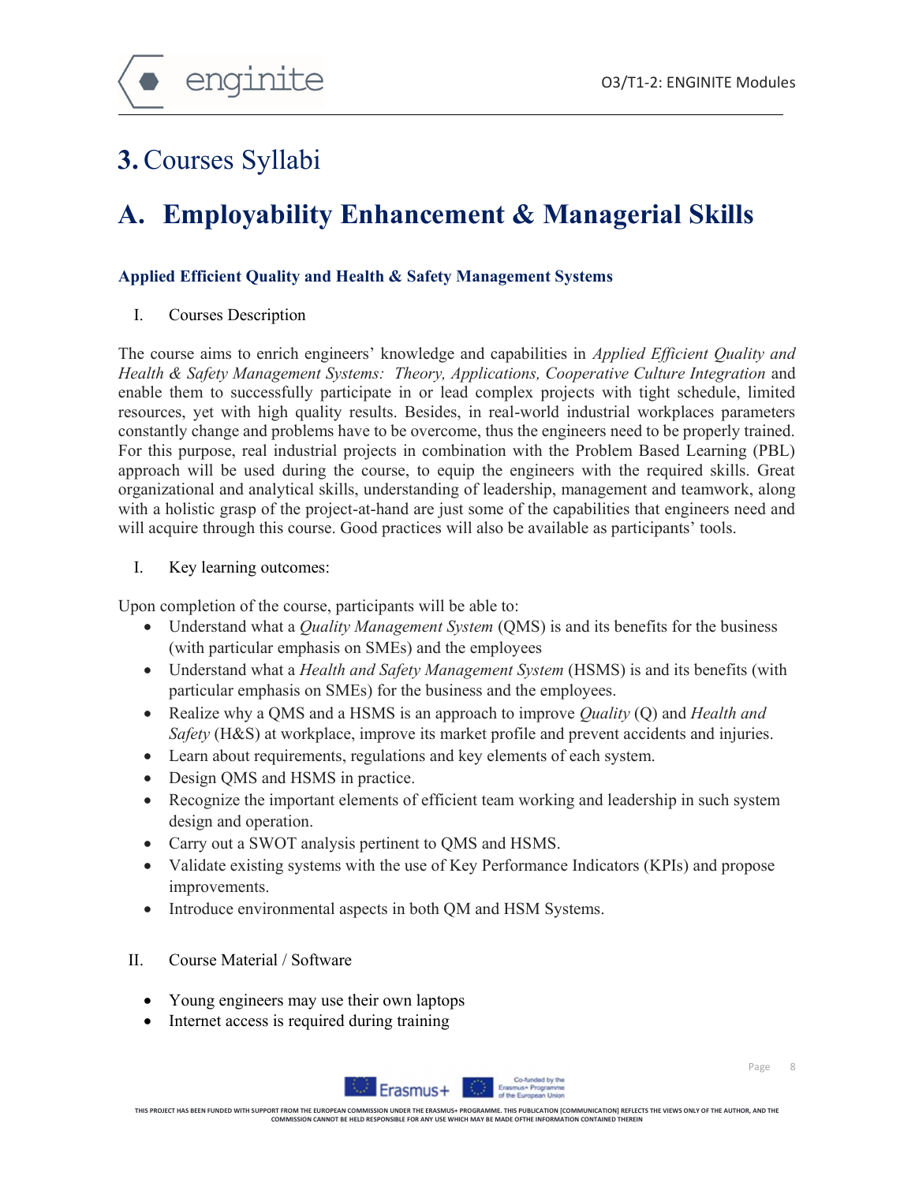# 3. Courses Syllabi

# A. Employability Enhancement & Managerial Skills

### Applied Efficient Quality and Health & Safety Management Systems

I. Courses Description

The course aims to enrich engineers' knowledge and capabilities in *Applied Efficient Quality and Health & Safety Management Systems: Theory, Applications, Cooperative Culture Integration* and enable them to successfully participate in or lead complex projects with tight schedule, limited resources, yet with high quality results. Besides, in real-world industrial workplaces parameters constantly change and problems have to be overcome, thus the engineers need to be properly trained. For this purpose, real industrial projects in combination with the Problem Based Learning (PBL) approach will be used during the course, to equip the engineers with the required skills. Great organizational and analytical skills, understanding of leadership, management and teamwork, along with a holistic grasp of the project-at-hand are just some of the capabilities that engineers need and will acquire through this course. Good practices will also be available as participants' tools.

I. Key learning outcomes:

Upon completion of the course, participants will be able to:

- Understand what a *Quality Management System* (QMS) is and its benefits for the business (with particular emphasis on SMEs) and the employees
- Understand what a *Health and Safety Management System* (HSMS) is and its benefits (with particular emphasis on SMEs) for the business and the employees.
- Realize why a QMS and a HSMS is an approach to improve *Quality* (Q) and *Health and Safety* (H&S) at workplace, improve its market profile and prevent accidents and injuries.
- Learn about requirements, regulations and key elements of each system.
- Design QMS and HSMS in practice.
- Recognize the important elements of efficient team working and leadership in such system design and operation.
- Carry out a SWOT analysis pertinent to QMS and HSMS.
- Validate existing systems with the use of Key Performance Indicators (KPIs) and propose improvements.
- Introduce environmental aspects in both QM and HSM Systems.

II. Course Material / Software

- Young engineers may use their own laptops
- Internet access is required during training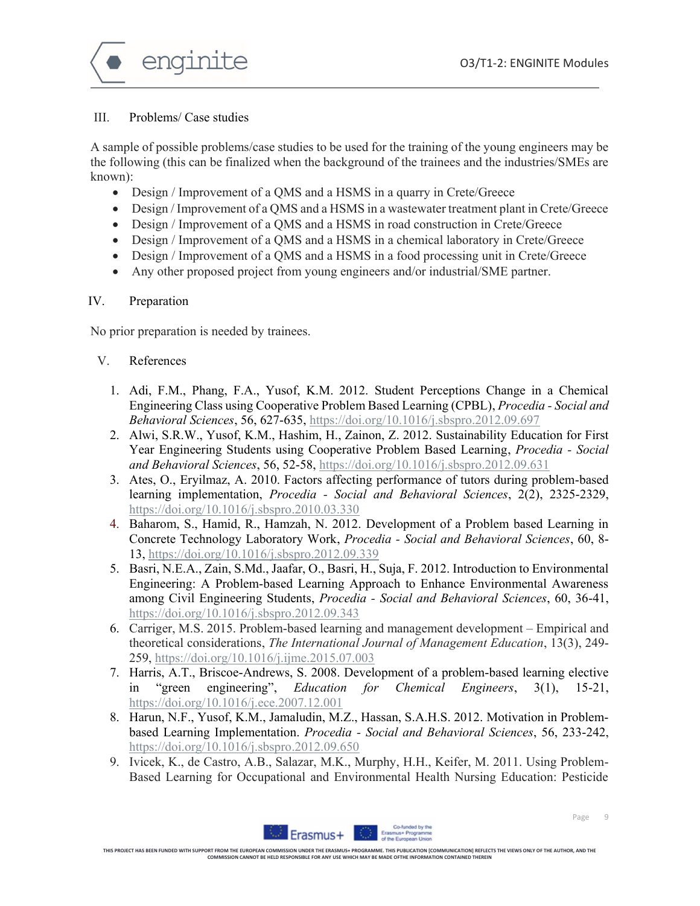## III. Problems/ Case studies

A sample of possible problems/case studies to be used for the training of the young engineers may be the following (this can be finalized when the background of the trainees and the industries/SMEs are known):

- Design / Improvement of a QMS and a HSMS in a quarry in Crete/Greece
- Design / Improvement of a QMS and a HSMS in a wastewater treatment plant in Crete/Greece
- Design / Improvement of a QMS and a HSMS in road construction in Crete/Greece
- Design / Improvement of a QMS and a HSMS in a chemical laboratory in Crete/Greece
- Design / Improvement of a QMS and a HSMS in a food processing unit in Crete/Greece
- Any other proposed project from young engineers and/or industrial/SME partner.

## IV. Preparation

No prior preparation is needed by trainees.

## V. References

1. Adi, F.M., Phang, F.A., Yusof, K.M. 2012. Student Perceptions Change in a Chemical Engineering Class using Cooperative Problem Based Learning (CPBL), *Procedia - Social and Behavioral Sciences*, 56, 627-635, https://doi.org/10.1016/j.sbspro.2012.09.697
2. Alwi, S.R.W., Yusof, K.M., Hashim, H., Zainon, Z. 2012. Sustainability Education for First Year Engineering Students using Cooperative Problem Based Learning, *Procedia - Social and Behavioral Sciences*, 56, 52-58, https://doi.org/10.1016/j.sbspro.2012.09.631
3. Ates, O., Eryilmaz, A. 2010. Factors affecting performance of tutors during problem-based learning implementation, *Procedia - Social and Behavioral Sciences*, 2(2), 2325-2329, https://doi.org/10.1016/j.sbspro.2010.03.330
4. Baharom, S., Hamid, R., Hamzah, N. 2012. Development of a Problem based Learning in Concrete Technology Laboratory Work, *Procedia - Social and Behavioral Sciences*, 60, 8-13, https://doi.org/10.1016/j.sbspro.2012.09.339
5. Basri, N.E.A., Zain, S.Md., Jaafar, O., Basri, H., Suja, F. 2012. Introduction to Environmental Engineering: A Problem-based Learning Approach to Enhance Environmental Awareness among Civil Engineering Students, *Procedia - Social and Behavioral Sciences*, 60, 36-41, https://doi.org/10.1016/j.sbspro.2012.09.343
6. Carriger, M.S. 2015. Problem-based learning and management development – Empirical and theoretical considerations, *The International Journal of Management Education*, 13(3), 249-259, https://doi.org/10.1016/j.ijme.2015.07.003
7. Harris, A.T., Briscoe-Andrews, S. 2008. Development of a problem-based learning elective in "green engineering", *Education for Chemical Engineers*, 3(1), 15-21, https://doi.org/10.1016/j.ece.2007.12.001
8. Harun, N.F., Yusof, K.M., Jamaludin, M.Z., Hassan, S.A.H.S. 2012. Motivation in Problem-based Learning Implementation. *Procedia - Social and Behavioral Sciences*, 56, 233-242, https://doi.org/10.1016/j.sbspro.2012.09.650
9. Ivicek, K., de Castro, A.B., Salazar, M.K., Murphy, H.H., Keifer, M. 2011. Using Problem-Based Learning for Occupational and Environmental Health Nursing Education: Pesticide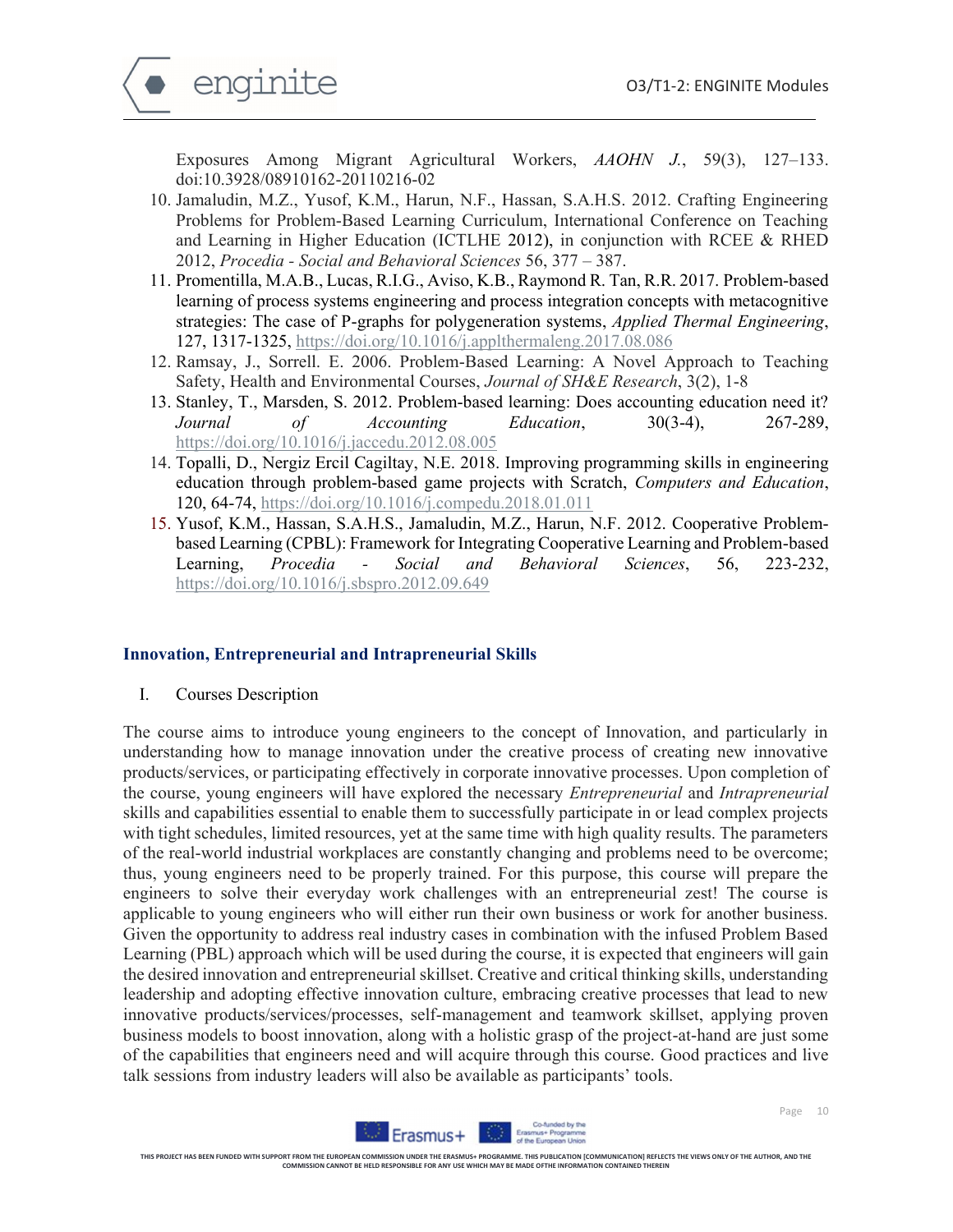Exposures Among Migrant Agricultural Workers, *AAOHN J.*, 59(3), 127–133. doi:10.3928/08910162-20110216-02

10. Jamaludin, M.Z., Yusof, K.M., Harun, N.F., Hassan, S.A.H.S. 2012. Crafting Engineering Problems for Problem-Based Learning Curriculum, International Conference on Teaching and Learning in Higher Education (ICTLHE 2012), in conjunction with RCEE & RHED 2012, *Procedia - Social and Behavioral Sciences* 56, 377 – 387.
11. Promentilla, M.A.B., Lucas, R.I.G., Aviso, K.B., Raymond R. Tan, R.R. 2017. Problem-based learning of process systems engineering and process integration concepts with metacognitive strategies: The case of P-graphs for polygeneration systems, *Applied Thermal Engineering*, 127, 1317-1325, https://doi.org/10.1016/j.applthermaleng.2017.08.086
12. Ramsay, J., Sorrell. E. 2006. Problem-Based Learning: A Novel Approach to Teaching Safety, Health and Environmental Courses, *Journal of SH&E Research*, 3(2), 1-8
13. Stanley, T., Marsden, S. 2012. Problem-based learning: Does accounting education need it? *Journal of Accounting Education*, 30(3-4), 267-289, https://doi.org/10.1016/j.jaccedu.2012.08.005
14. Topalli, D., Nergiz Ercil Cagiltay, N.E. 2018. Improving programming skills in engineering education through problem-based game projects with Scratch, *Computers and Education*, 120, 64-74, https://doi.org/10.1016/j.compedu.2018.01.011
15. Yusof, K.M., Hassan, S.A.H.S., Jamaludin, M.Z., Harun, N.F. 2012. Cooperative Problem-based Learning (CPBL): Framework for Integrating Cooperative Learning and Problem-based Learning, *Procedia - Social and Behavioral Sciences*, 56, 223-232, https://doi.org/10.1016/j.sbspro.2012.09.649

## Innovation, Entrepreneurial and Intrapreneurial Skills

I. Courses Description

The course aims to introduce young engineers to the concept of Innovation, and particularly in understanding how to manage innovation under the creative process of creating new innovative products/services, or participating effectively in corporate innovative processes. Upon completion of the course, young engineers will have explored the necessary *Entrepreneurial* and *Intrapreneurial* skills and capabilities essential to enable them to successfully participate in or lead complex projects with tight schedules, limited resources, yet at the same time with high quality results. The parameters of the real-world industrial workplaces are constantly changing and problems need to be overcome; thus, young engineers need to be properly trained. For this purpose, this course will prepare the engineers to solve their everyday work challenges with an entrepreneurial zest! The course is applicable to young engineers who will either run their own business or work for another business. Given the opportunity to address real industry cases in combination with the infused Problem Based Learning (PBL) approach which will be used during the course, it is expected that engineers will gain the desired innovation and entrepreneurial skillset. Creative and critical thinking skills, understanding leadership and adopting effective innovation culture, embracing creative processes that lead to new innovative products/services/processes, self-management and teamwork skillset, applying proven business models to boost innovation, along with a holistic grasp of the project-at-hand are just some of the capabilities that engineers need and will acquire through this course. Good practices and live talk sessions from industry leaders will also be available as participants' tools.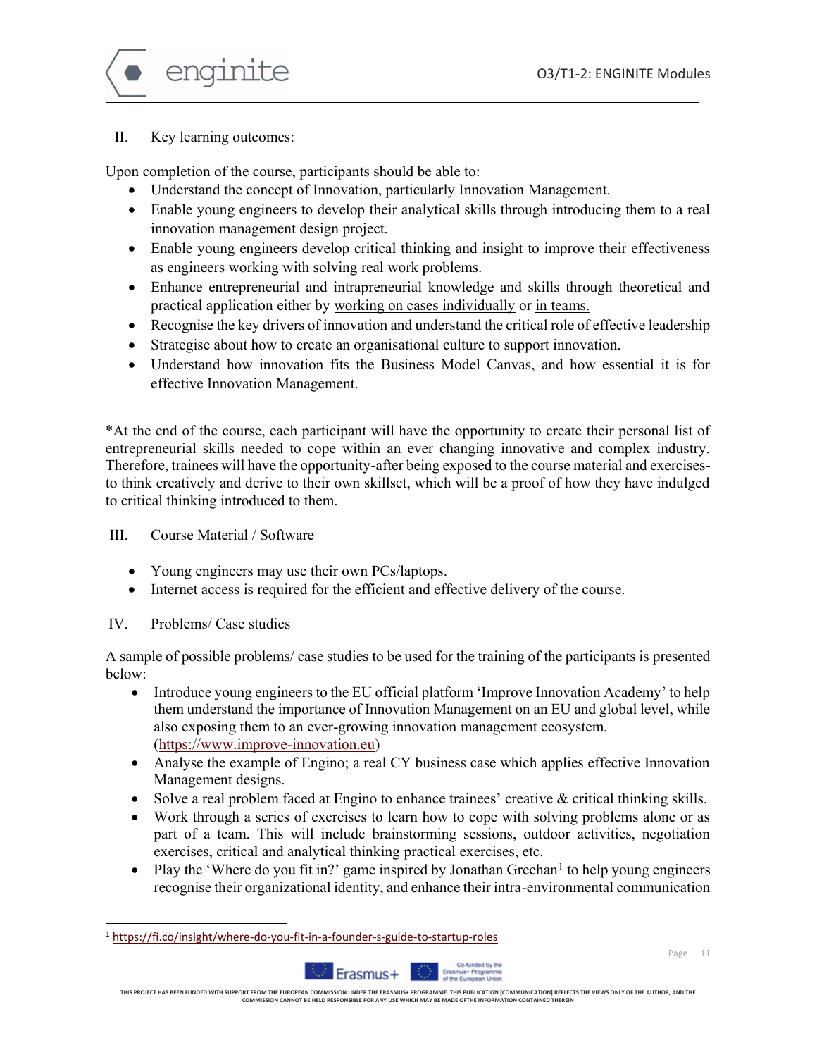## II. Key learning outcomes:

Upon completion of the course, participants should be able to:

- Understand the concept of Innovation, particularly Innovation Management.
- Enable young engineers to develop their analytical skills through introducing them to a real innovation management design project.
- Enable young engineers develop critical thinking and insight to improve their effectiveness as engineers working with solving real work problems.
- Enhance entrepreneurial and intrapreneurial knowledge and skills through theoretical and practical application either by working on cases individually or in teams.
- Recognise the key drivers of innovation and understand the critical role of effective leadership
- Strategise about how to create an organisational culture to support innovation.
- Understand how innovation fits the Business Model Canvas, and how essential it is for effective Innovation Management.

*At the end of the course, each participant will have the opportunity to create their personal list of entrepreneurial skills needed to cope within an ever changing innovative and complex industry. Therefore, trainees will have the opportunity-after being exposed to the course material and exercises-to think creatively and derive to their own skillset, which will be a proof of how they have indulged to critical thinking introduced to them.

## III. Course Material / Software

- Young engineers may use their own PCs/laptops.
- Internet access is required for the efficient and effective delivery of the course.

## IV. Problems/ Case studies

A sample of possible problems/ case studies to be used for the training of the participants is presented below:

- Introduce young engineers to the EU official platform 'Improve Innovation Academy' to help them understand the importance of Innovation Management on an EU and global level, while also exposing them to an ever-growing innovation management ecosystem. (https://www.improve-innovation.eu)
- Analyse the example of Engino; a real CY business case which applies effective Innovation Management designs.
- Solve a real problem faced at Engino to enhance trainees' creative & critical thinking skills.
- Work through a series of exercises to learn how to cope with solving problems alone or as part of a team. This will include brainstorming sessions, outdoor activities, negotiation exercises, critical and analytical thinking practical exercises, etc.
- Play the 'Where do you fit in?' game inspired by Jonathan Greehan[1] to help young engineers recognise their organizational identity, and enhance their intra-environmental communication

[1] https://fi.co/insight/where-do-you-fit-in-a-founder-s-guide-to-startup-roles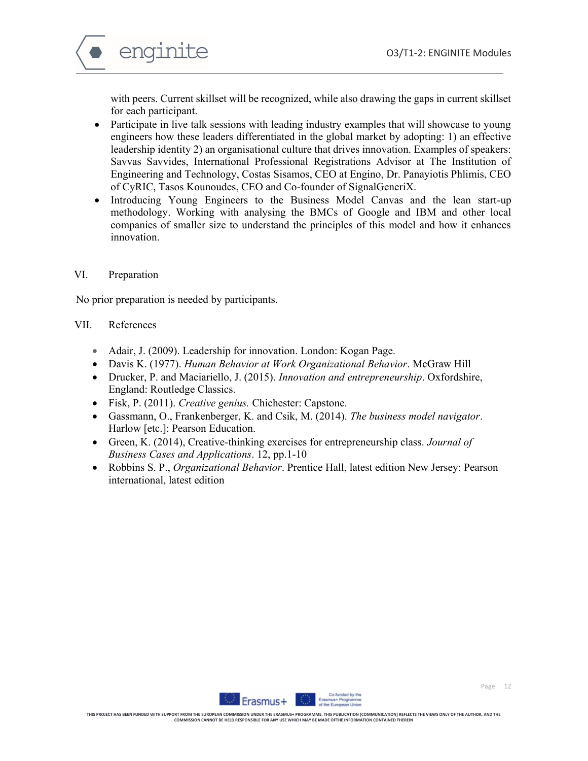with peers. Current skillset will be recognized, while also drawing the gaps in current skillset for each participant.

- Participate in live talk sessions with leading industry examples that will showcase to young engineers how these leaders differentiated in the global market by adopting: 1) an effective leadership identity 2) an organisational culture that drives innovation. Examples of speakers: Savvas Savvides, International Professional Registrations Advisor at The Institution of Engineering and Technology, Costas Sisamos, CEO at Engino, Dr. Panayiotis Phlimis, CEO of CyRIC, Tasos Kounoudes, CEO and Co-founder of SignalGeneriX.
- Introducing Young Engineers to the Business Model Canvas and the lean start-up methodology. Working with analysing the BMCs of Google and IBM and other local companies of smaller size to understand the principles of this model and how it enhances innovation.

## VI. Preparation

No prior preparation is needed by participants.

## VII. References

- Adair, J. (2009). Leadership for innovation. London: Kogan Page.
- Davis K. (1977). *Human Behavior at Work Organizational Behavior*. McGraw Hill
- Drucker, P. and Maciariello, J. (2015). *Innovation and entrepreneurship*. Oxfordshire, England: Routledge Classics.
- Fisk, P. (2011). *Creative genius.* Chichester: Capstone.
- Gassmann, O., Frankenberger, K. and Csik, M. (2014). *The business model navigator*. Harlow [etc.]: Pearson Education.
- Green, K. (2014), Creative-thinking exercises for entrepreneurship class. *Journal of Business Cases and Applications*. 12, pp.1-10
- Robbins S. P., *Organizational Behavior*. Prentice Hall, latest edition New Jersey: Pearson international, latest edition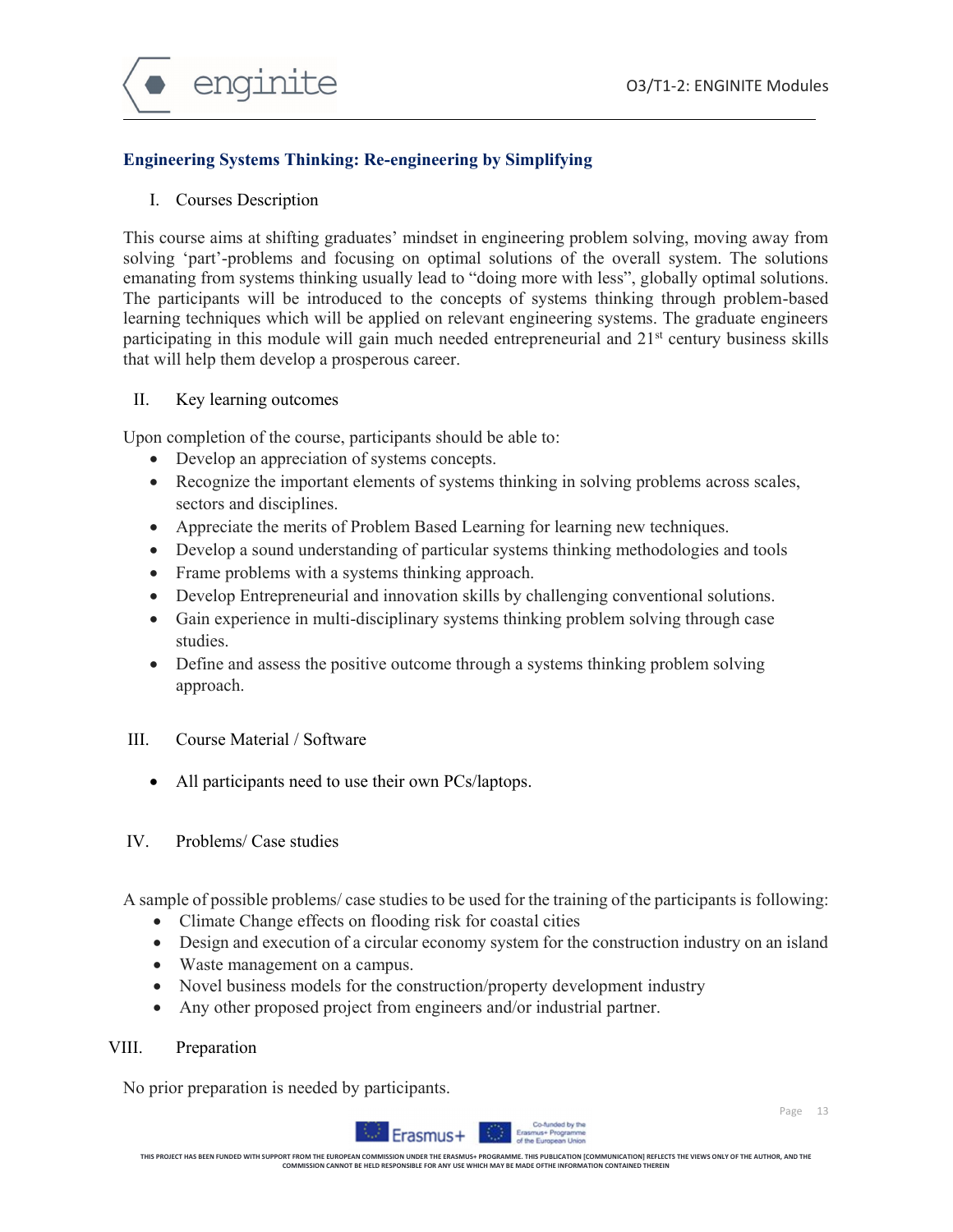## Engineering Systems Thinking: Re-engineering by Simplifying

I. Courses Description

This course aims at shifting graduates' mindset in engineering problem solving, moving away from solving 'part'-problems and focusing on optimal solutions of the overall system. The solutions emanating from systems thinking usually lead to "doing more with less", globally optimal solutions. The participants will be introduced to the concepts of systems thinking through problem-based learning techniques which will be applied on relevant engineering systems. The graduate engineers participating in this module will gain much needed entrepreneurial and 21st century business skills that will help them develop a prosperous career.

II. Key learning outcomes

Upon completion of the course, participants should be able to:

- Develop an appreciation of systems concepts.
- Recognize the important elements of systems thinking in solving problems across scales, sectors and disciplines.
- Appreciate the merits of Problem Based Learning for learning new techniques.
- Develop a sound understanding of particular systems thinking methodologies and tools
- Frame problems with a systems thinking approach.
- Develop Entrepreneurial and innovation skills by challenging conventional solutions.
- Gain experience in multi-disciplinary systems thinking problem solving through case studies.
- Define and assess the positive outcome through a systems thinking problem solving approach.

III. Course Material / Software

- All participants need to use their own PCs/laptops.

IV. Problems/ Case studies

A sample of possible problems/ case studies to be used for the training of the participants is following:

- Climate Change effects on flooding risk for coastal cities
- Design and execution of a circular economy system for the construction industry on an island
- Waste management on a campus.
- Novel business models for the construction/property development industry
- Any other proposed project from engineers and/or industrial partner.

VIII. Preparation

No prior preparation is needed by participants.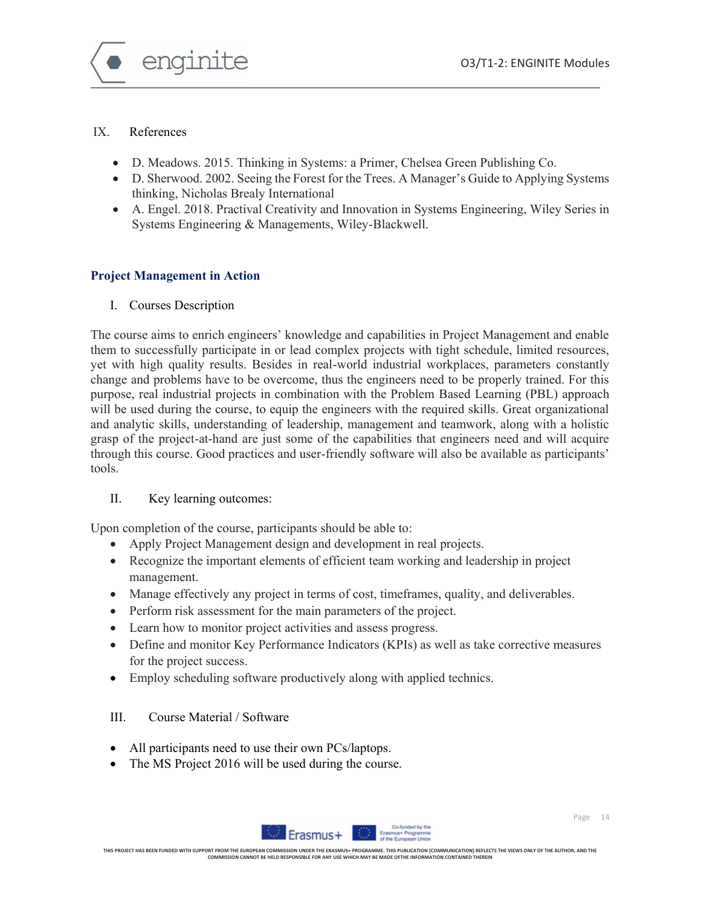## IX. References

- D. Meadows. 2015. Thinking in Systems: a Primer, Chelsea Green Publishing Co.
- D. Sherwood. 2002. Seeing the Forest for the Trees. A Manager's Guide to Applying Systems thinking, Nicholas Brealy International
- A. Engel. 2018. Practival Creativity and Innovation in Systems Engineering, Wiley Series in Systems Engineering & Managements, Wiley-Blackwell.

# Project Management in Action

## I. Courses Description

The course aims to enrich engineers' knowledge and capabilities in Project Management and enable them to successfully participate in or lead complex projects with tight schedule, limited resources, yet with high quality results. Besides in real-world industrial workplaces, parameters constantly change and problems have to be overcome, thus the engineers need to be properly trained. For this purpose, real industrial projects in combination with the Problem Based Learning (PBL) approach will be used during the course, to equip the engineers with the required skills. Great organizational and analytic skills, understanding of leadership, management and teamwork, along with a holistic grasp of the project-at-hand are just some of the capabilities that engineers need and will acquire through this course. Good practices and user-friendly software will also be available as participants' tools.

## II. Key learning outcomes:

Upon completion of the course, participants should be able to:

- Apply Project Management design and development in real projects.
- Recognize the important elements of efficient team working and leadership in project management.
- Manage effectively any project in terms of cost, timeframes, quality, and deliverables.
- Perform risk assessment for the main parameters of the project.
- Learn how to monitor project activities and assess progress.
- Define and monitor Key Performance Indicators (KPIs) as well as take corrective measures for the project success.
- Employ scheduling software productively along with applied technics.

## III. Course Material / Software

- All participants need to use their own PCs/laptops.
- The MS Project 2016 will be used during the course.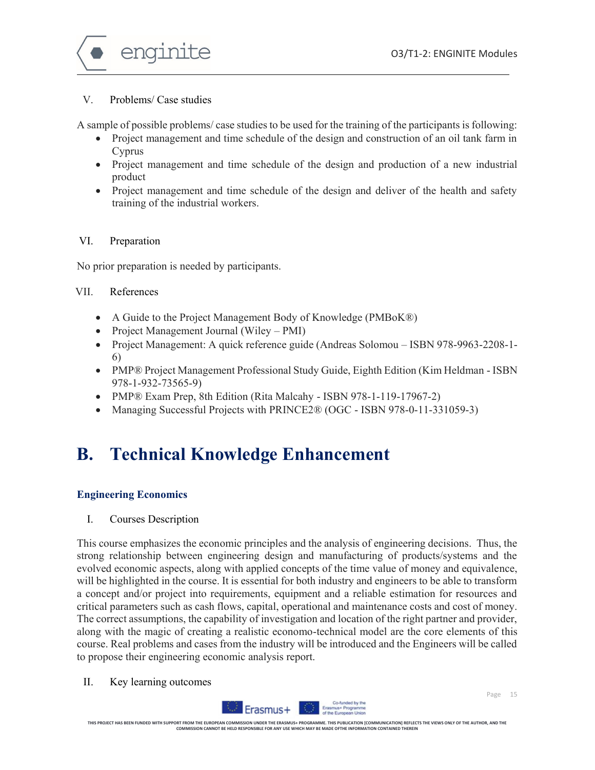V. Problems/ Case studies

A sample of possible problems/ case studies to be used for the training of the participants is following:

- Project management and time schedule of the design and construction of an oil tank farm in Cyprus
- Project management and time schedule of the design and production of a new industrial product
- Project management and time schedule of the design and deliver of the health and safety training of the industrial workers.

VI. Preparation

No prior preparation is needed by participants.

VII. References

- A Guide to the Project Management Body of Knowledge (PMBoK®)
- Project Management Journal (Wiley – PMI)
- Project Management: A quick reference guide (Andreas Solomou – ISBN 978-9963-2208-1-6)
- PMP® Project Management Professional Study Guide, Eighth Edition (Kim Heldman - ISBN 978-1-932-73565-9)
- PMP® Exam Prep, 8th Edition (Rita Malcahy - ISBN 978-1-119-17967-2)
- Managing Successful Projects with PRINCE2® (OGC - ISBN 978-0-11-331059-3)

# B. Technical Knowledge Enhancement

### Engineering Economics

I. Courses Description

This course emphasizes the economic principles and the analysis of engineering decisions. Thus, the strong relationship between engineering design and manufacturing of products/systems and the evolved economic aspects, along with applied concepts of the time value of money and equivalence, will be highlighted in the course. It is essential for both industry and engineers to be able to transform a concept and/or project into requirements, equipment and a reliable estimation for resources and critical parameters such as cash flows, capital, operational and maintenance costs and cost of money. The correct assumptions, the capability of investigation and location of the right partner and provider, along with the magic of creating a realistic economo-technical model are the core elements of this course. Real problems and cases from the industry will be introduced and the Engineers will be called to propose their engineering economic analysis report.

II. Key learning outcomes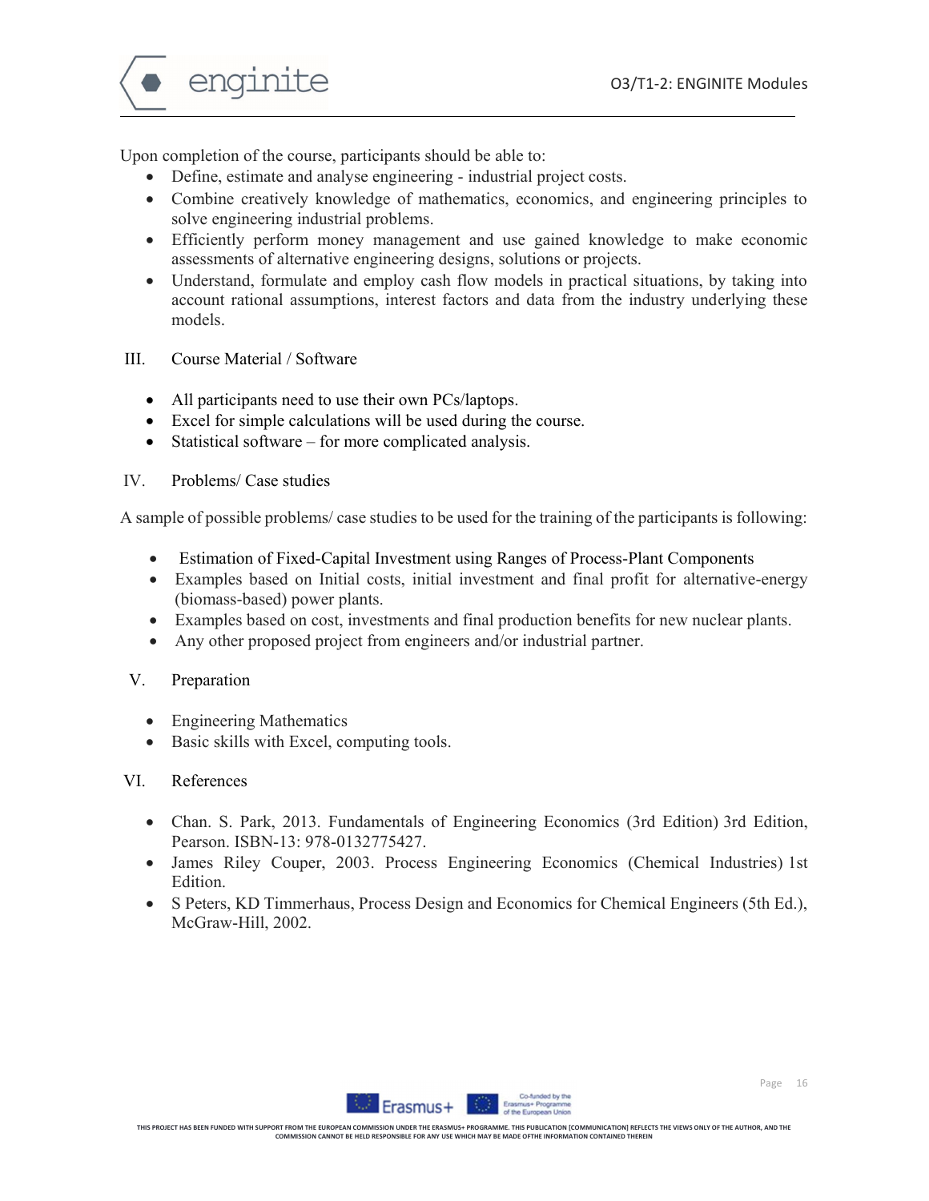Upon completion of the course, participants should be able to:

- Define, estimate and analyse engineering - industrial project costs.
- Combine creatively knowledge of mathematics, economics, and engineering principles to solve engineering industrial problems.
- Efficiently perform money management and use gained knowledge to make economic assessments of alternative engineering designs, solutions or projects.
- Understand, formulate and employ cash flow models in practical situations, by taking into account rational assumptions, interest factors and data from the industry underlying these models.

## III. Course Material / Software

- All participants need to use their own PCs/laptops.
- Excel for simple calculations will be used during the course.
- Statistical software – for more complicated analysis.

## IV. Problems/ Case studies

A sample of possible problems/ case studies to be used for the training of the participants is following:

- Estimation of Fixed-Capital Investment using Ranges of Process-Plant Components
- Examples based on Initial costs, initial investment and final profit for alternative-energy (biomass-based) power plants.
- Examples based on cost, investments and final production benefits for new nuclear plants.
- Any other proposed project from engineers and/or industrial partner.

## V. Preparation

- Engineering Mathematics
- Basic skills with Excel, computing tools.

## VI. References

- Chan. S. Park, 2013. Fundamentals of Engineering Economics (3rd Edition) 3rd Edition, Pearson. ISBN-13: 978-0132775427.
- James Riley Couper, 2003. Process Engineering Economics (Chemical Industries) 1st Edition.
- S Peters, KD Timmerhaus, Process Design and Economics for Chemical Engineers (5th Ed.), McGraw-Hill, 2002.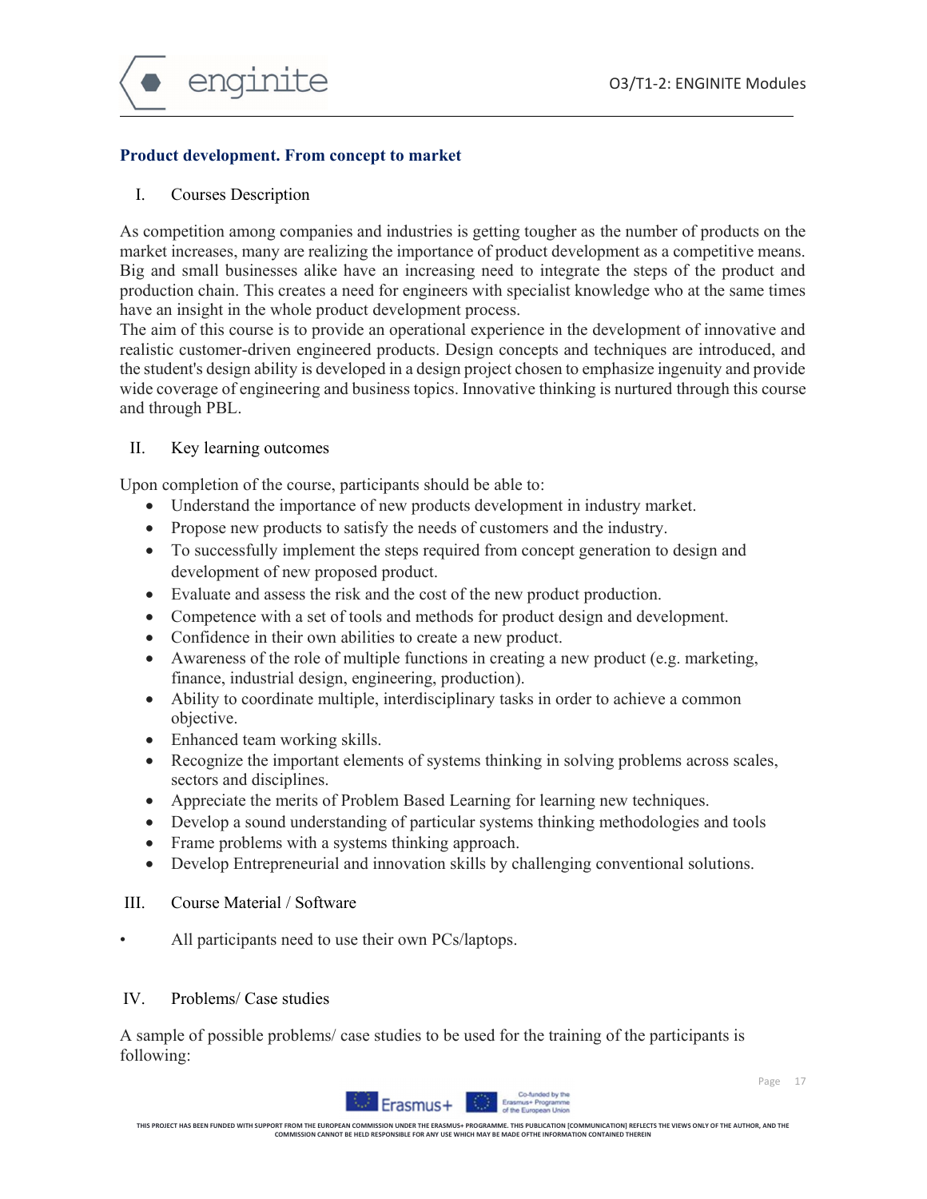## Product development. From concept to market

### I. Courses Description

As competition among companies and industries is getting tougher as the number of products on the market increases, many are realizing the importance of product development as a competitive means. Big and small businesses alike have an increasing need to integrate the steps of the product and production chain. This creates a need for engineers with specialist knowledge who at the same times have an insight in the whole product development process.

The aim of this course is to provide an operational experience in the development of innovative and realistic customer-driven engineered products. Design concepts and techniques are introduced, and the student's design ability is developed in a design project chosen to emphasize ingenuity and provide wide coverage of engineering and business topics. Innovative thinking is nurtured through this course and through PBL.

### II. Key learning outcomes

Upon completion of the course, participants should be able to:

- Understand the importance of new products development in industry market.
- Propose new products to satisfy the needs of customers and the industry.
- To successfully implement the steps required from concept generation to design and development of new proposed product.
- Evaluate and assess the risk and the cost of the new product production.
- Competence with a set of tools and methods for product design and development.
- Confidence in their own abilities to create a new product.
- Awareness of the role of multiple functions in creating a new product (e.g. marketing, finance, industrial design, engineering, production).
- Ability to coordinate multiple, interdisciplinary tasks in order to achieve a common objective.
- Enhanced team working skills.
- Recognize the important elements of systems thinking in solving problems across scales, sectors and disciplines.
- Appreciate the merits of Problem Based Learning for learning new techniques.
- Develop a sound understanding of particular systems thinking methodologies and tools
- Frame problems with a systems thinking approach.
- Develop Entrepreneurial and innovation skills by challenging conventional solutions.

### III. Course Material / Software

- All participants need to use their own PCs/laptops.

### IV. Problems/ Case studies

A sample of possible problems/ case studies to be used for the training of the participants is following: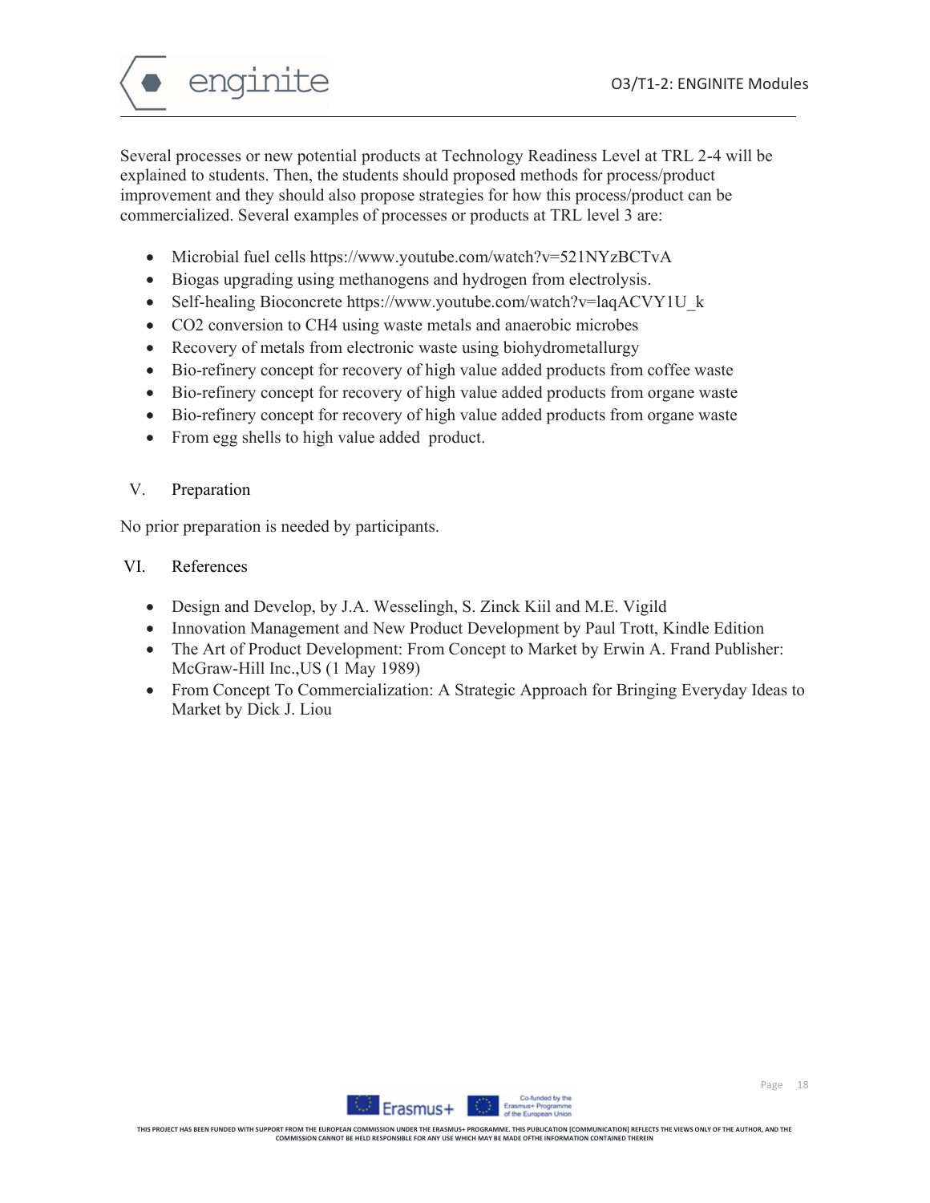Several processes or new potential products at Technology Readiness Level at TRL 2-4 will be explained to students. Then, the students should proposed methods for process/product improvement and they should also propose strategies for how this process/product can be commercialized. Several examples of processes or products at TRL level 3 are:

- Microbial fuel cells https://www.youtube.com/watch?v=521NYzBCTvA
- Biogas upgrading using methanogens and hydrogen from electrolysis.
- Self-healing Bioconcrete https://www.youtube.com/watch?v=laqACVY1U_k
- $CO_2$ conversion to $CH_4$ using waste metals and anaerobic microbes
- Recovery of metals from electronic waste using biohydrometallurgy
- Bio-refinery concept for recovery of high value added products from coffee waste
- Bio-refinery concept for recovery of high value added products from organe waste
- Bio-refinery concept for recovery of high value added products from organe waste
- From egg shells to high value added product.

## V. Preparation

No prior preparation is needed by participants.

## VI. References

- Design and Develop, by J.A. Wesselingh, S. Zinck Kiil and M.E. Vigild
- Innovation Management and New Product Development by Paul Trott, Kindle Edition
- The Art of Product Development: From Concept to Market by Erwin A. Frand Publisher: McGraw-Hill Inc.,US (1 May 1989)
- From Concept To Commercialization: A Strategic Approach for Bringing Everyday Ideas to Market by Dick J. Liou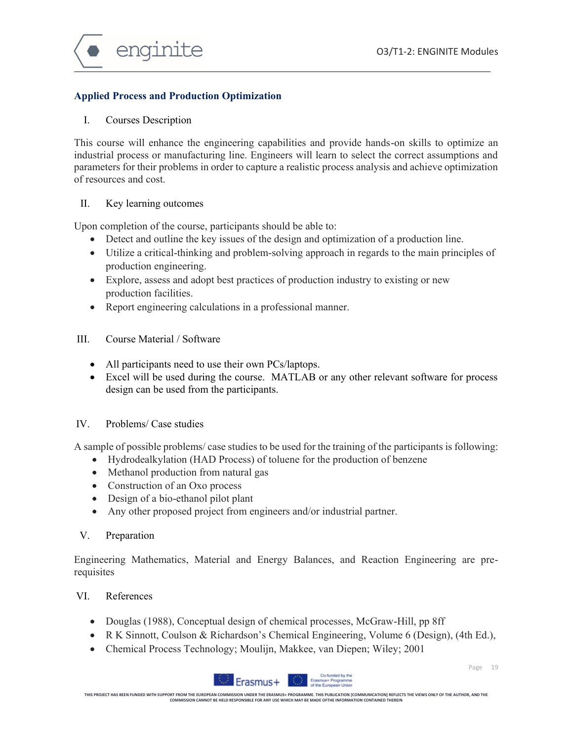## Applied Process and Production Optimization

### I. Courses Description

This course will enhance the engineering capabilities and provide hands-on skills to optimize an industrial process or manufacturing line. Engineers will learn to select the correct assumptions and parameters for their problems in order to capture a realistic process analysis and achieve optimization of resources and cost.

### II. Key learning outcomes

Upon completion of the course, participants should be able to:

- Detect and outline the key issues of the design and optimization of a production line.
- Utilize a critical-thinking and problem-solving approach in regards to the main principles of production engineering.
- Explore, assess and adopt best practices of production industry to existing or new production facilities.
- Report engineering calculations in a professional manner.

### III. Course Material / Software

- All participants need to use their own PCs/laptops.
- Excel will be used during the course. MATLAB or any other relevant software for process design can be used from the participants.

### IV. Problems/ Case studies

A sample of possible problems/ case studies to be used for the training of the participants is following:

- Hydrodealkylation (HAD Process) of toluene for the production of benzene
- Methanol production from natural gas
- Construction of an Oxo process
- Design of a bio-ethanol pilot plant
- Any other proposed project from engineers and/or industrial partner.

### V. Preparation

Engineering Mathematics, Material and Energy Balances, and Reaction Engineering are pre-requisites

### VI. References

- Douglas (1988), Conceptual design of chemical processes, McGraw-Hill, pp 8ff
- R K Sinnott, Coulson & Richardson's Chemical Engineering, Volume 6 (Design), (4th Ed.),
- Chemical Process Technology; Moulijn, Makkee, van Diepen; Wiley; 2001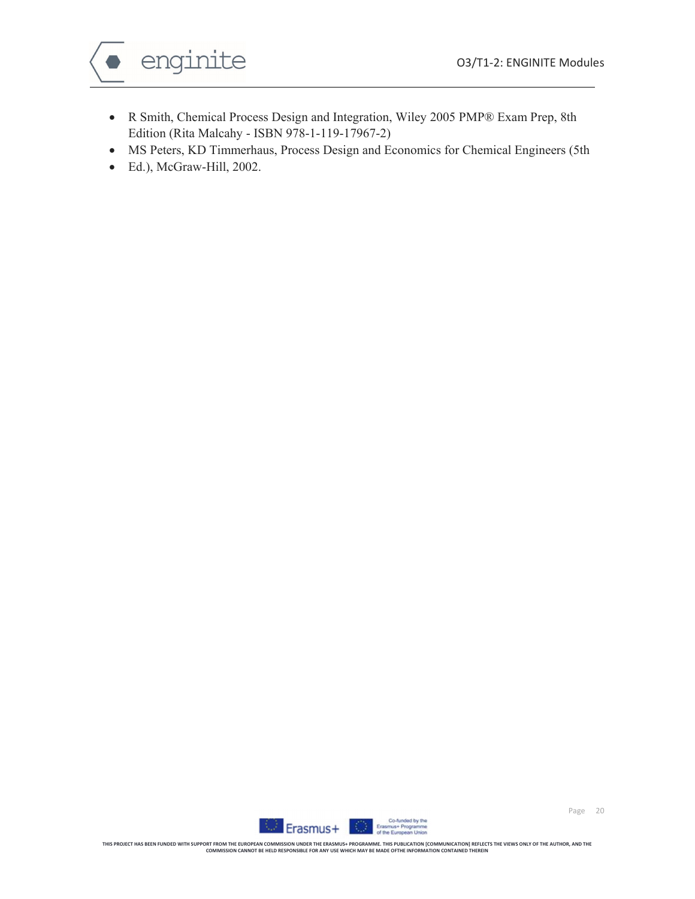- R Smith, Chemical Process Design and Integration, Wiley 2005 PMP® Exam Prep, 8th Edition (Rita Malcahy - ISBN 978-1-119-17967-2)
- MS Peters, KD Timmerhaus, Process Design and Economics for Chemical Engineers (5th
- Ed.), McGraw-Hill, 2002.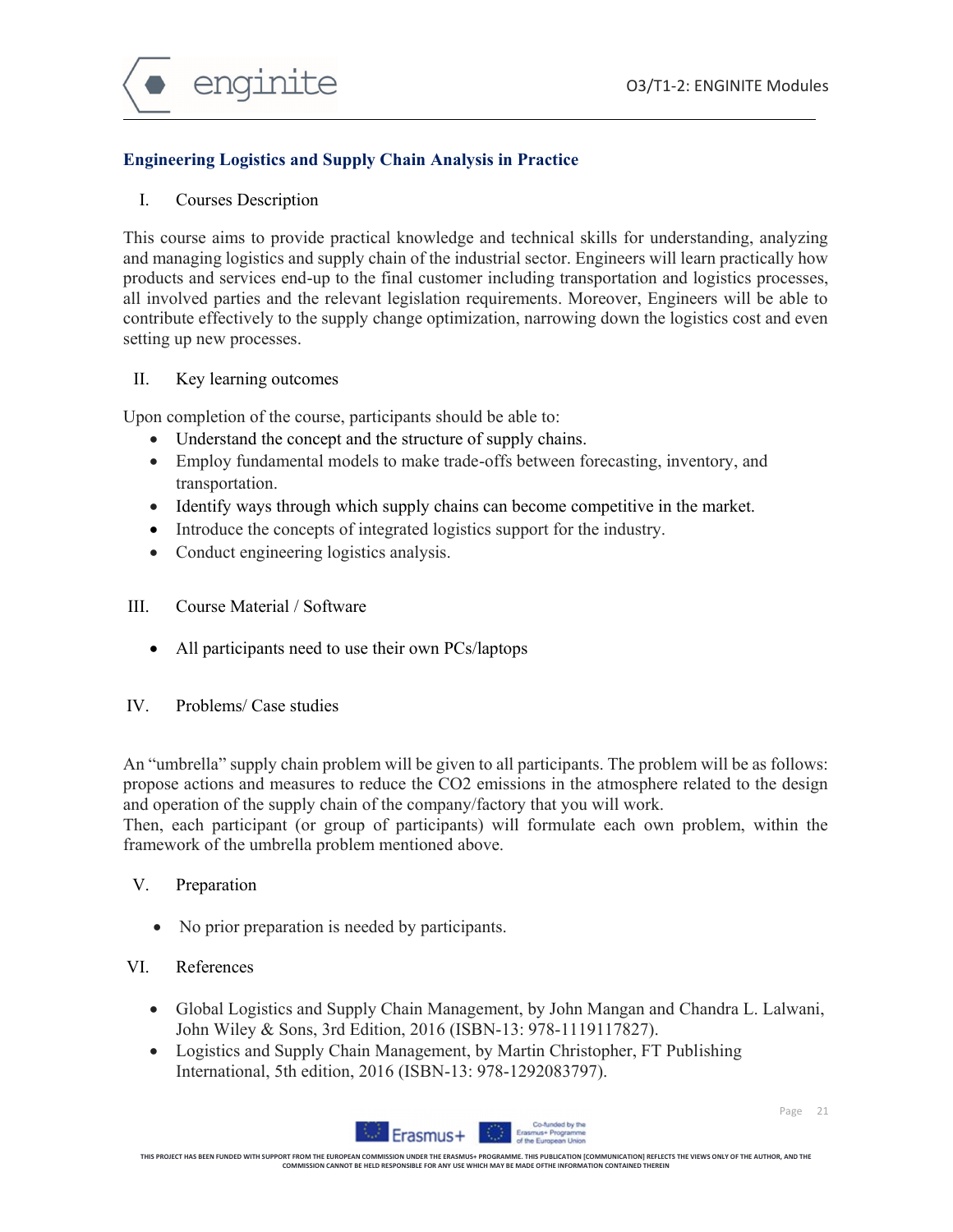## Engineering Logistics and Supply Chain Analysis in Practice

### I. Courses Description

This course aims to provide practical knowledge and technical skills for understanding, analyzing and managing logistics and supply chain of the industrial sector. Engineers will learn practically how products and services end-up to the final customer including transportation and logistics processes, all involved parties and the relevant legislation requirements. Moreover, Engineers will be able to contribute effectively to the supply change optimization, narrowing down the logistics cost and even setting up new processes.

### II. Key learning outcomes

Upon completion of the course, participants should be able to:

- Understand the concept and the structure of supply chains.
- Employ fundamental models to make trade-offs between forecasting, inventory, and transportation.
- Identify ways through which supply chains can become competitive in the market.
- Introduce the concepts of integrated logistics support for the industry.
- Conduct engineering logistics analysis.

### III. Course Material / Software

- All participants need to use their own PCs/laptops

### IV. Problems/ Case studies

An "umbrella" supply chain problem will be given to all participants. The problem will be as follows: propose actions and measures to reduce the $CO_2$ emissions in the atmosphere related to the design and operation of the supply chain of the company/factory that you will work.
Then, each participant (or group of participants) will formulate each own problem, within the framework of the umbrella problem mentioned above.

### V. Preparation

- No prior preparation is needed by participants.

### VI. References

- Global Logistics and Supply Chain Management, by John Mangan and Chandra L. Lalwani, John Wiley & Sons, 3rd Edition, 2016 (ISBN-13: 978-1119117827).
- Logistics and Supply Chain Management, by Martin Christopher, FT Publishing International, 5th edition, 2016 (ISBN-13: 978-1292083797).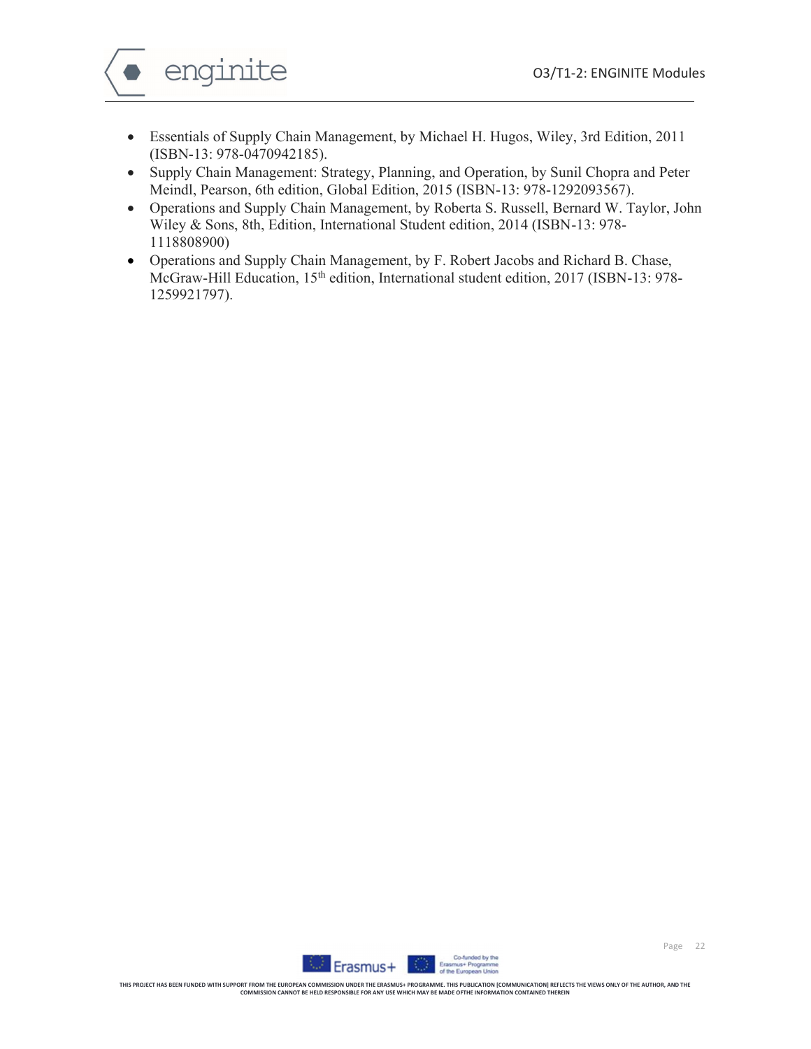- Essentials of Supply Chain Management, by Michael H. Hugos, Wiley, 3rd Edition, 2011 (ISBN-13: 978-0470942185).
- Supply Chain Management: Strategy, Planning, and Operation, by Sunil Chopra and Peter Meindl, Pearson, 6th edition, Global Edition, 2015 (ISBN-13: 978-1292093567).
- Operations and Supply Chain Management, by Roberta S. Russell, Bernard W. Taylor, John Wiley & Sons, 8th, Edition, International Student edition, 2014 (ISBN-13: 978-1118808900)
- Operations and Supply Chain Management, by F. Robert Jacobs and Richard B. Chase, McGraw-Hill Education, 15th edition, International student edition, 2017 (ISBN-13: 978-1259921797).